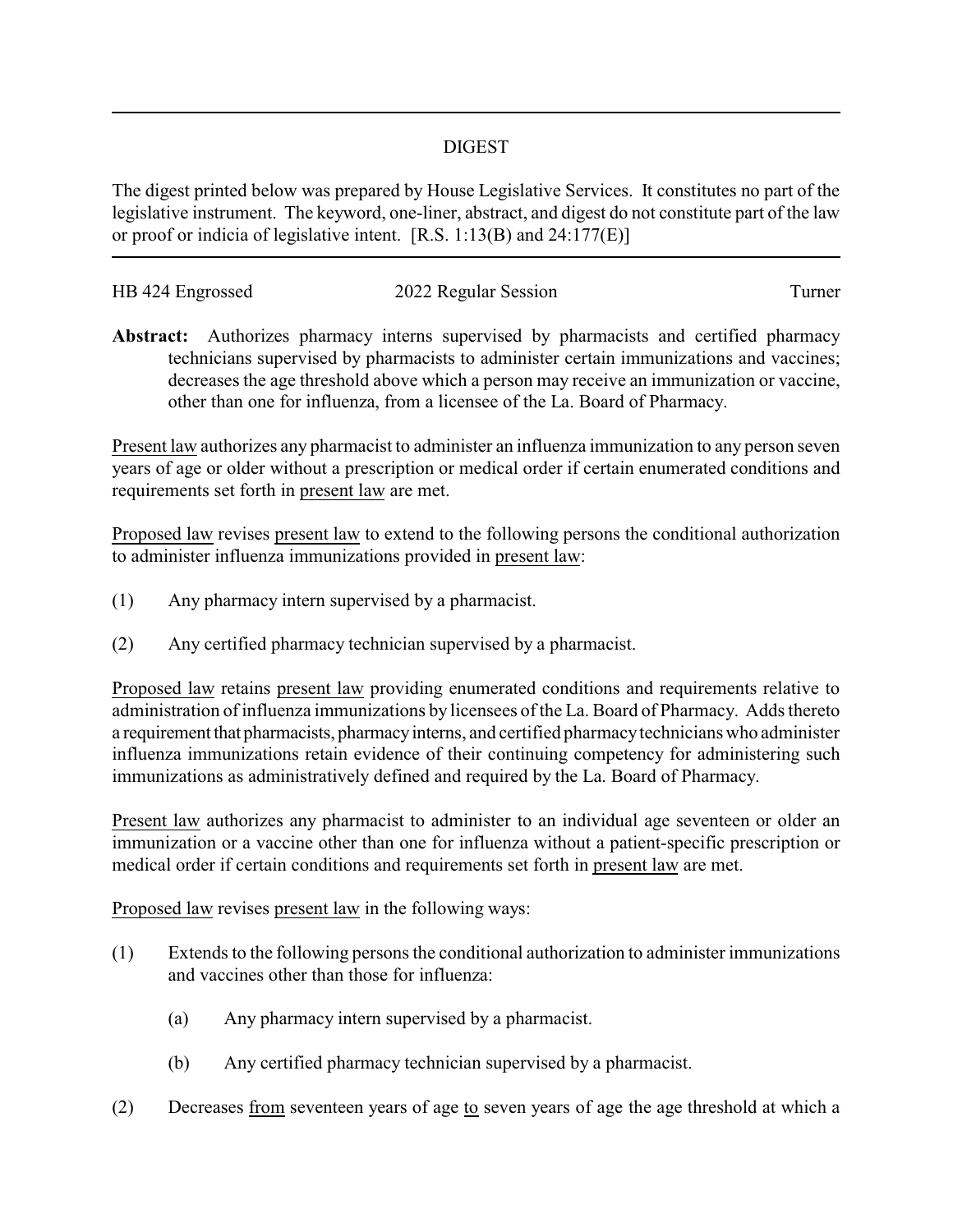# DIGEST

The digest printed below was prepared by House Legislative Services. It constitutes no part of the legislative instrument. The keyword, one-liner, abstract, and digest do not constitute part of the law or proof or indicia of legislative intent. [R.S. 1:13(B) and 24:177(E)]

HB 424 Engrossed 2022 Regular Session Turner

**Abstract:** Authorizes pharmacy interns supervised by pharmacists and certified pharmacy technicians supervised by pharmacists to administer certain immunizations and vaccines; decreases the age threshold above which a person may receive an immunization or vaccine, other than one for influenza, from a licensee of the La. Board of Pharmacy.

Present law authorizes any pharmacist to administer an influenza immunization to any person seven years of age or older without a prescription or medical order if certain enumerated conditions and requirements set forth in present law are met.

Proposed law revises present law to extend to the following persons the conditional authorization to administer influenza immunizations provided in present law:

(1) Any pharmacy intern supervised by a pharmacist.

(2) Any certified pharmacy technician supervised by a pharmacist.

Proposed law retains present law providing enumerated conditions and requirements relative to administration of influenza immunizations by licensees of the La. Board of Pharmacy. Adds thereto a requirement that pharmacists, pharmacy interns, and certified pharmacy technicians who administer influenza immunizations retain evidence of their continuing competency for administering such immunizations as administratively defined and required by the La. Board of Pharmacy.

Present law authorizes any pharmacist to administer to an individual age seventeen or older an immunization or a vaccine other than one for influenza without a patient-specific prescription or medical order if certain conditions and requirements set forth in present law are met.

Proposed law revises present law in the following ways:

(1) Extends to the following persons the conditional authorization to administer immunizations and vaccines other than those for influenza:

   (a) Any pharmacy intern supervised by a pharmacist.

   (b) Any certified pharmacy technician supervised by a pharmacist.

(2) Decreases from seventeen years of age to seven years of age the age threshold at which a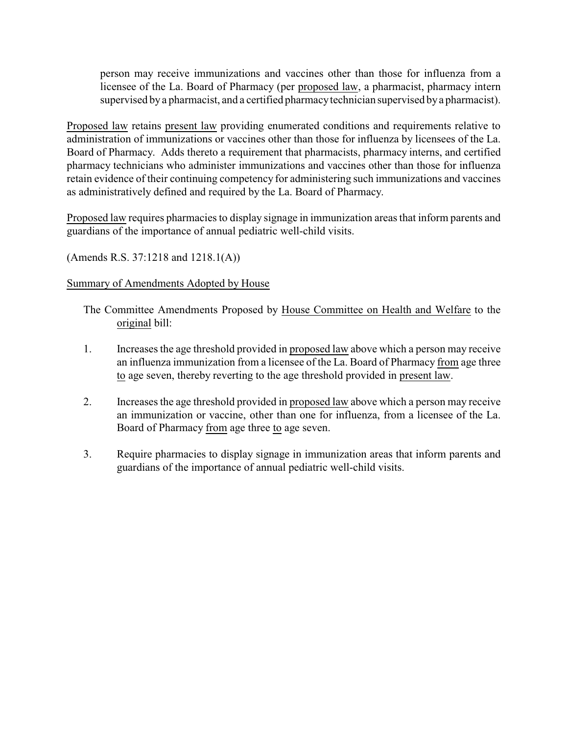person may receive immunizations and vaccines other than those for influenza from a licensee of the La. Board of Pharmacy (per proposed law, a pharmacist, pharmacy intern supervised by a pharmacist, and a certified pharmacy technician supervised by a pharmacist).

Proposed law retains present law providing enumerated conditions and requirements relative to administration of immunizations or vaccines other than those for influenza by licensees of the La. Board of Pharmacy. Adds thereto a requirement that pharmacists, pharmacy interns, and certified pharmacy technicians who administer immunizations and vaccines other than those for influenza retain evidence of their continuing competency for administering such immunizations and vaccines as administratively defined and required by the La. Board of Pharmacy.

Proposed law requires pharmacies to display signage in immunization areas that inform parents and guardians of the importance of annual pediatric well-child visits.

(Amends R.S. 37:1218 and 1218.1(A))

Summary of Amendments Adopted by House

The Committee Amendments Proposed by House Committee on Health and Welfare to the original bill:

1. Increases the age threshold provided in proposed law above which a person may receive an influenza immunization from a licensee of the La. Board of Pharmacy from age three to age seven, thereby reverting to the age threshold provided in present law.

2. Increases the age threshold provided in proposed law above which a person may receive an immunization or vaccine, other than one for influenza, from a licensee of the La. Board of Pharmacy from age three to age seven.

3. Require pharmacies to display signage in immunization areas that inform parents and guardians of the importance of annual pediatric well-child visits.